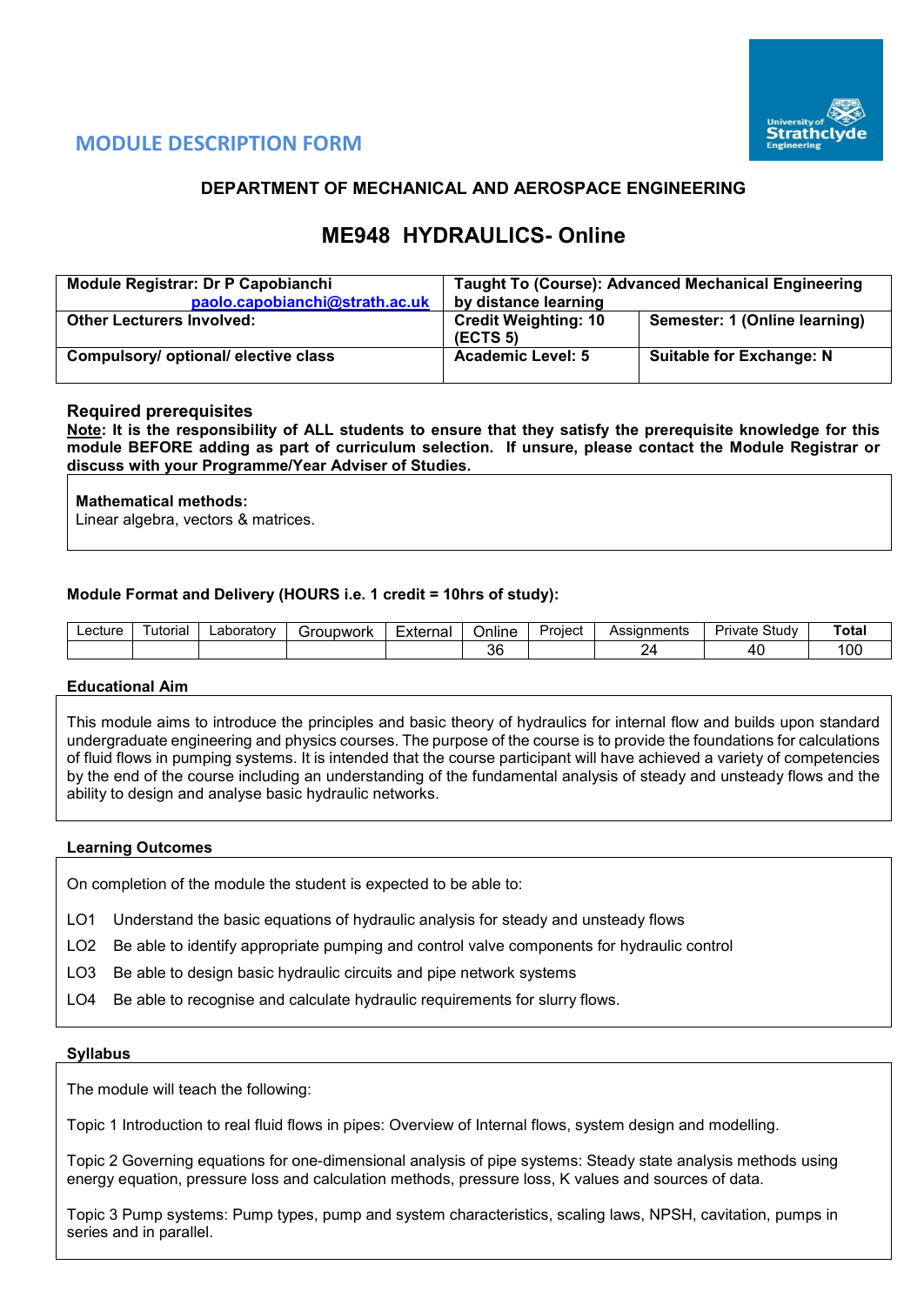## MODULE DESCRIPTION FORM

### DEPARTMENT OF MECHANICAL AND AEROSPACE ENGINEERING

# ME948 HYDRAULICS- Online

| **Module Registrar: Dr P Capobianchi** paolo.capobianchi@strath.ac.uk | **Taught To (Course): Advanced Mechanical Engineering by distance learning** | |
|---|---|---|
| **Other Lecturers Involved:** | **Credit Weighting: 10 (ECTS 5)** | **Semester: 1 (Online learning)** |
| **Compulsory/ optional/ elective class** | **Academic Level: 5** | **Suitable for Exchange: N** |

### Required prerequisites

**Note: It is the responsibility of ALL students to ensure that they satisfy the prerequisite knowledge for this module BEFORE adding as part of curriculum selection. If unsure, please contact the Module Registrar or discuss with your Programme/Year Adviser of Studies.**

**Mathematical methods:**
Linear algebra, vectors & matrices.

### Module Format and Delivery (HOURS i.e. 1 credit = 10hrs of study):

| Lecture | Tutorial | Laboratory | Groupwork | External | Online | Project | Assignments | Private Study | **Total** |
|---|---|---|---|---|---|---|---|---|---|
| | | | | | 36 | | 24 | 40 | 100 |

### Educational Aim

This module aims to introduce the principles and basic theory of hydraulics for internal flow and builds upon standard undergraduate engineering and physics courses. The purpose of the course is to provide the foundations for calculations of fluid flows in pumping systems. It is intended that the course participant will have achieved a variety of competencies by the end of the course including an understanding of the fundamental analysis of steady and unsteady flows and the ability to design and analyse basic hydraulic networks.

### Learning Outcomes

On completion of the module the student is expected to be able to:

- LO1 Understand the basic equations of hydraulic analysis for steady and unsteady flows
- LO2 Be able to identify appropriate pumping and control valve components for hydraulic control
- LO3 Be able to design basic hydraulic circuits and pipe network systems
- LO4 Be able to recognise and calculate hydraulic requirements for slurry flows.

### Syllabus

The module will teach the following:

Topic 1 Introduction to real fluid flows in pipes: Overview of Internal flows, system design and modelling.

Topic 2 Governing equations for one-dimensional analysis of pipe systems: Steady state analysis methods using energy equation, pressure loss and calculation methods, pressure loss, K values and sources of data.

Topic 3 Pump systems: Pump types, pump and system characteristics, scaling laws, NPSH, cavitation, pumps in series and in parallel.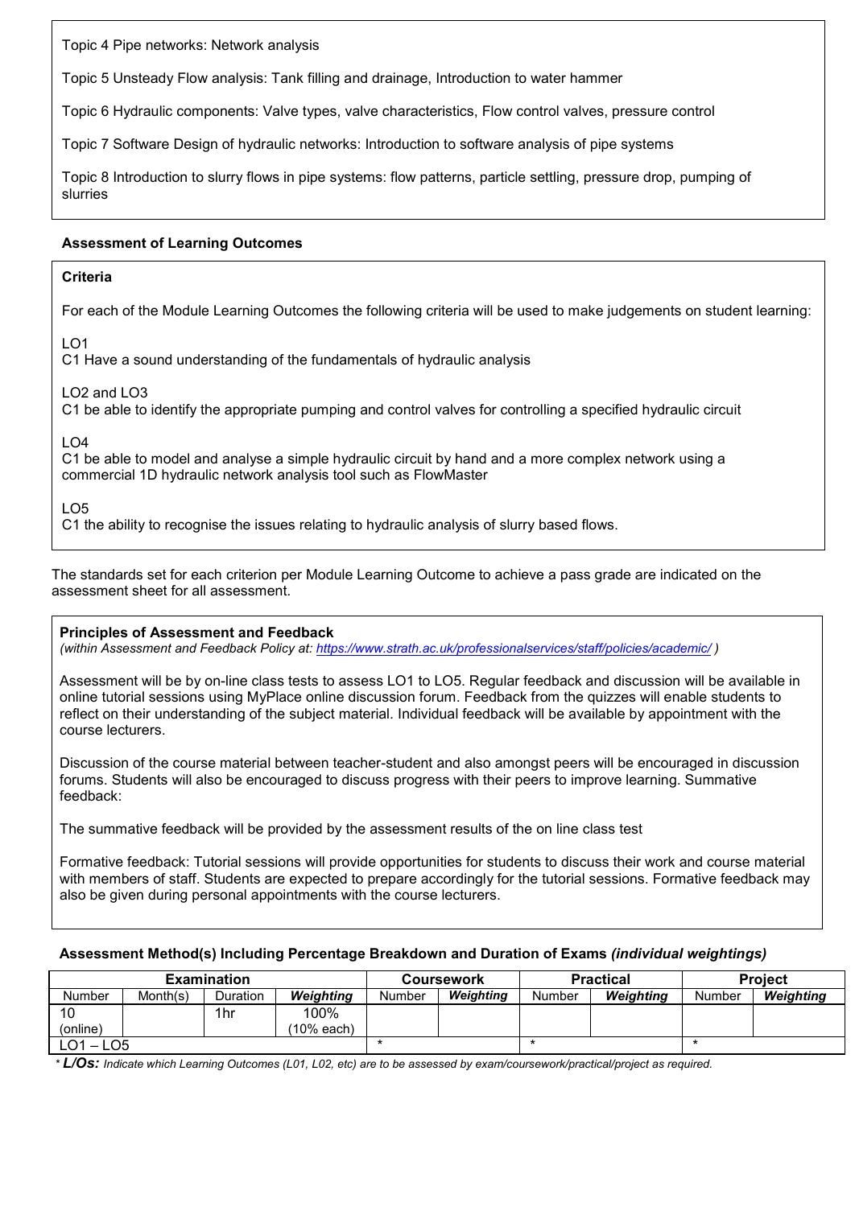Topic 4 Pipe networks: Network analysis

Topic 5 Unsteady Flow analysis: Tank filling and drainage, Introduction to water hammer

Topic 6 Hydraulic components: Valve types, valve characteristics, Flow control valves, pressure control

Topic 7 Software Design of hydraulic networks: Introduction to software analysis of pipe systems

Topic 8 Introduction to slurry flows in pipe systems: flow patterns, particle settling, pressure drop, pumping of slurries

### Assessment of Learning Outcomes

**Criteria**

For each of the Module Learning Outcomes the following criteria will be used to make judgements on student learning:

LO1
C1 Have a sound understanding of the fundamentals of hydraulic analysis

LO2 and LO3
C1 be able to identify the appropriate pumping and control valves for controlling a specified hydraulic circuit

LO4
C1 be able to model and analyse a simple hydraulic circuit by hand and a more complex network using a commercial 1D hydraulic network analysis tool such as FlowMaster

LO5
C1 the ability to recognise the issues relating to hydraulic analysis of slurry based flows.

The standards set for each criterion per Module Learning Outcome to achieve a pass grade are indicated on the assessment sheet for all assessment.

**Principles of Assessment and Feedback**
*(within Assessment and Feedback Policy at: https://www.strath.ac.uk/professionalservices/staff/policies/academic/ )*

Assessment will be by on-line class tests to assess LO1 to LO5. Regular feedback and discussion will be available in online tutorial sessions using MyPlace online discussion forum. Feedback from the quizzes will enable students to reflect on their understanding of the subject material. Individual feedback will be available by appointment with the course lecturers.

Discussion of the course material between teacher-student and also amongst peers will be encouraged in discussion forums. Students will also be encouraged to discuss progress with their peers to improve learning. Summative feedback:

The summative feedback will be provided by the assessment results of the on line class test

Formative feedback: Tutorial sessions will provide opportunities for students to discuss their work and course material with members of staff. Students are expected to prepare accordingly for the tutorial sessions. Formative feedback may also be given during personal appointments with the course lecturers.

**Assessment Method(s) Including Percentage Breakdown and Duration of Exams *(individual weightings)***

| Examination | | | | Coursework | | Practical | | Project | |
|---|---|---|---|---|---|---|---|---|---|
| Number | Month(s) | Duration | *Weighting* | Number | *Weighting* | Number | *Weighting* | Number | *Weighting* |
| 10 (online) | | 1hr | 100% (10% each) | | | | | | |
| LO1 – LO5 | | | | * | | * | | * | |

\* ***L/Os:*** *Indicate which Learning Outcomes (L01, L02, etc) are to be assessed by exam/coursework/practical/project as required.*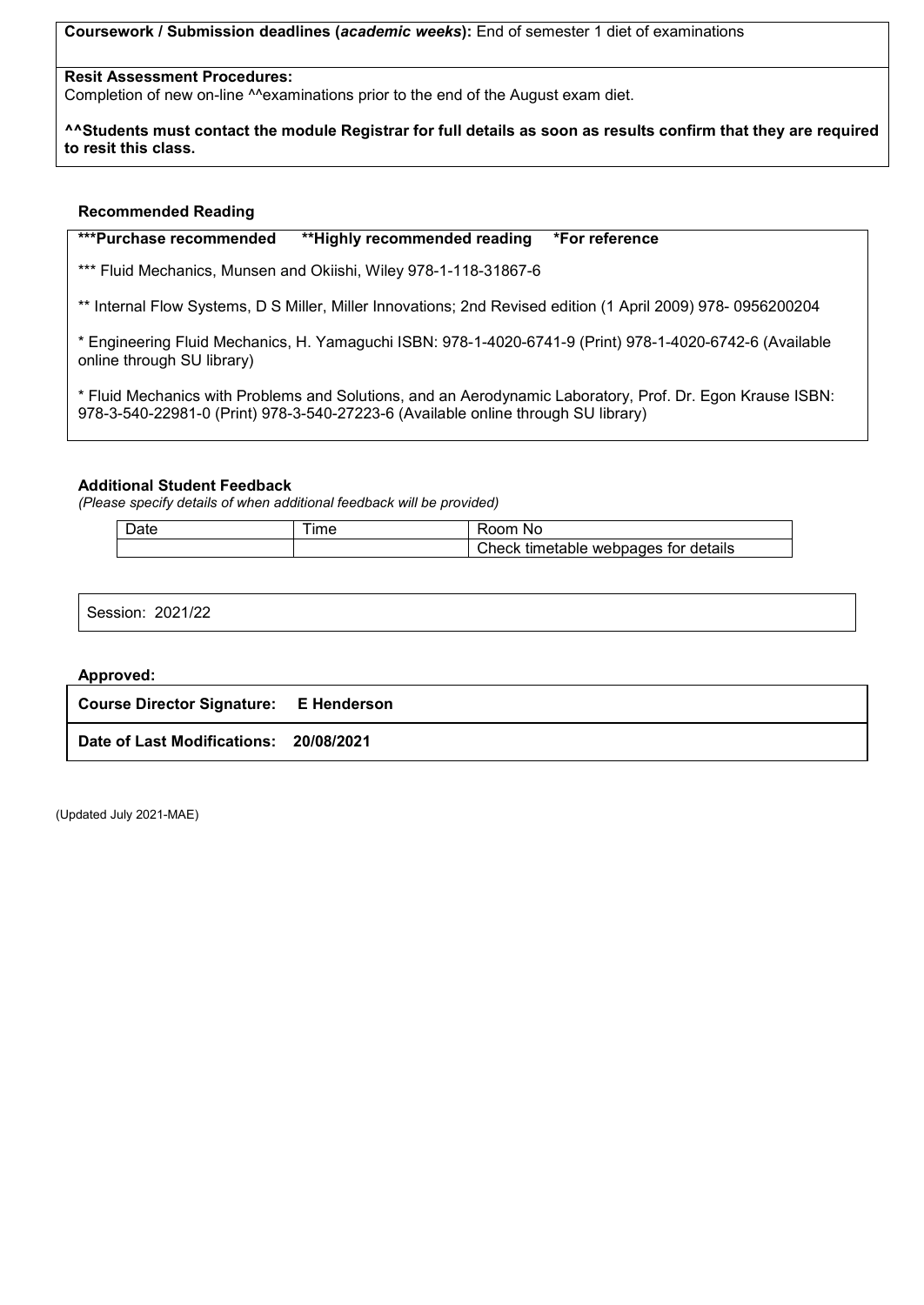**Coursework / Submission deadlines (*academic weeks*):** End of semester 1 diet of examinations

**Resit Assessment Procedures:**
Completion of new on-line ^^examinations prior to the end of the August exam diet.

**^^Students must contact the module Registrar for full details as soon as results confirm that they are required to resit this class.**

### Recommended Reading

**\*\*\*Purchase recommended    \*\*Highly recommended reading    \*For reference**

*** Fluid Mechanics, Munsen and Okiishi, Wiley 978-1-118-31867-6

** Internal Flow Systems, D S Miller, Miller Innovations; 2nd Revised edition (1 April 2009) 978- 0956200204

* Engineering Fluid Mechanics, H. Yamaguchi ISBN: 978-1-4020-6741-9 (Print) 978-1-4020-6742-6 (Available online through SU library)

* Fluid Mechanics with Problems and Solutions, and an Aerodynamic Laboratory, Prof. Dr. Egon Krause ISBN: 978-3-540-22981-0 (Print) 978-3-540-27223-6 (Available online through SU library)

### Additional Student Feedback

*(Please specify details of when additional feedback will be provided)*

| Date | Time | Room No |
|---|---|---|
| | | Check timetable webpages for details |

Session: 2021/22

**Approved:**

**Course Director Signature: E Henderson**

**Date of Last Modifications: 20/08/2021**

(Updated July 2021-MAE)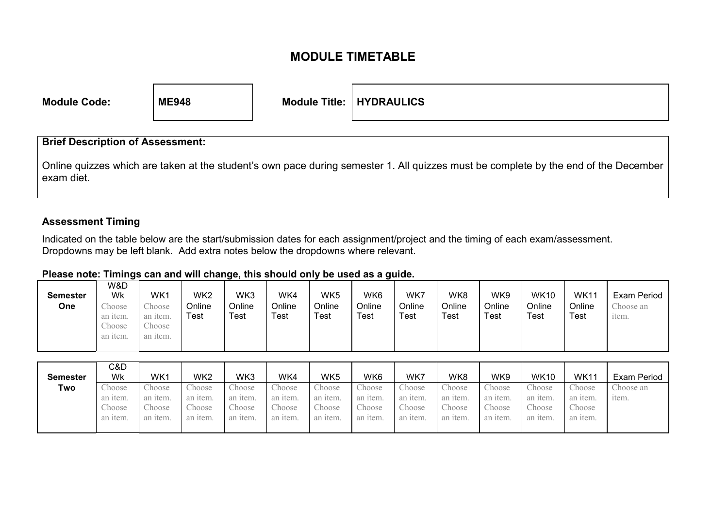# MODULE TIMETABLE

**Module Code:** ME948 **Module Title:** HYDRAULICS

**Brief Description of Assessment:**

Online quizzes which are taken at the student's own pace during semester 1. All quizzes must be complete by the end of the December exam diet.

**Assessment Timing**

Indicated on the table below are the start/submission dates for each assignment/project and the timing of each exam/assessment. Dropdowns may be left blank. Add extra notes below the dropdowns where relevant.

**Please note: Timings can and will change, this should only be used as a guide.**

| Semester One | W&D Wk | WK1 | WK2 | WK3 | WK4 | WK5 | WK6 | WK7 | WK8 | WK9 | WK10 | WK11 | Exam Period |
|---|---|---|---|---|---|---|---|---|---|---|---|---|---|
| | Choose an item. Choose an item. | Choose an item. Choose an item. | Online Test | Online Test | Online Test | Online Test | Online Test | Online Test | Online Test | Online Test | Online Test | Online Test | Choose an item. |

| Semester Two | C&D Wk | WK1 | WK2 | WK3 | WK4 | WK5 | WK6 | WK7 | WK8 | WK9 | WK10 | WK11 | Exam Period |
|---|---|---|---|---|---|---|---|---|---|---|---|---|---|
| | Choose an item. Choose an item. | Choose an item. Choose an item. | Choose an item. Choose an item. | Choose an item. Choose an item. | Choose an item. Choose an item. | Choose an item. Choose an item. | Choose an item. Choose an item. | Choose an item. Choose an item. | Choose an item. Choose an item. | Choose an item. Choose an item. | Choose an item. Choose an item. | Choose an item. Choose an item. | Choose an item. |